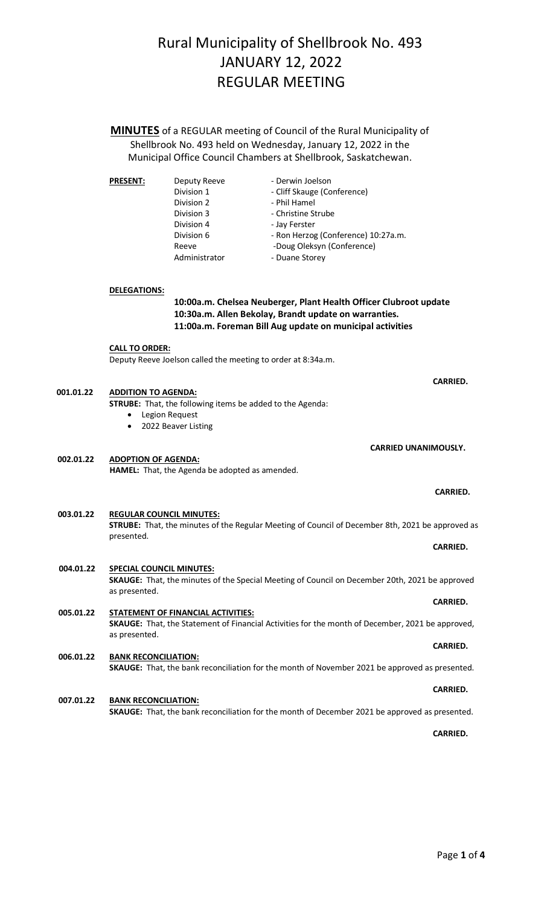# Rural Municipality of Shellbrook No. 493
# JANUARY 12, 2022
# REGULAR MEETING

**MINUTES** of a REGULAR meeting of Council of the Rural Municipality of Shellbrook No. 493 held on Wednesday, January 12, 2022 in the Municipal Office Council Chambers at Shellbrook, Saskatchewan.

| **PRESENT:** | | |
|---|---|---|
| | Deputy Reeve | - Derwin Joelson |
| | Division 1 | - Cliff Skauge (Conference) |
| | Division 2 | - Phil Hamel |
| | Division 3 | - Christine Strube |
| | Division 4 | - Jay Ferster |
| | Division 6 | - Ron Herzog (Conference) 10:27a.m. |
| | Reeve | -Doug Oleksyn (Conference) |
| | Administrator | - Duane Storey |

**DELEGATIONS:**

**10:00a.m. Chelsea Neuberger, Plant Health Officer Clubroot update**
**10:30a.m. Allen Bekolay, Brandt update on warranties.**
**11:00a.m. Foreman Bill Aug update on municipal activities**

**CALL TO ORDER:**
Deputy Reeve Joelson called the meeting to order at 8:34a.m.

**CARRIED.**

**001.01.22 ADDITION TO AGENDA:**
**STRUBE:** That, the following items be added to the Agenda:

- Legion Request
- 2022 Beaver Listing

**CARRIED UNANIMOUSLY.**

**002.01.22 ADOPTION OF AGENDA:**
**HAMEL:** That, the Agenda be adopted as amended.

**CARRIED.**

**003.01.22 REGULAR COUNCIL MINUTES:**
**STRUBE:** That, the minutes of the Regular Meeting of Council of December 8th, 2021 be approved as presented.

**CARRIED.**

**004.01.22 SPECIAL COUNCIL MINUTES:**
**SKAUGE:** That, the minutes of the Special Meeting of Council on December 20th, 2021 be approved as presented.

**CARRIED.**

**005.01.22 STATEMENT OF FINANCIAL ACTIVITIES:**
**SKAUGE:** That, the Statement of Financial Activities for the month of December, 2021 be approved, as presented.

**CARRIED.**

**006.01.22 BANK RECONCILIATION:**
**SKAUGE:** That, the bank reconciliation for the month of November 2021 be approved as presented.

**CARRIED.**

**007.01.22 BANK RECONCILIATION:**
**SKAUGE:** That, the bank reconciliation for the month of December 2021 be approved as presented.

**CARRIED.**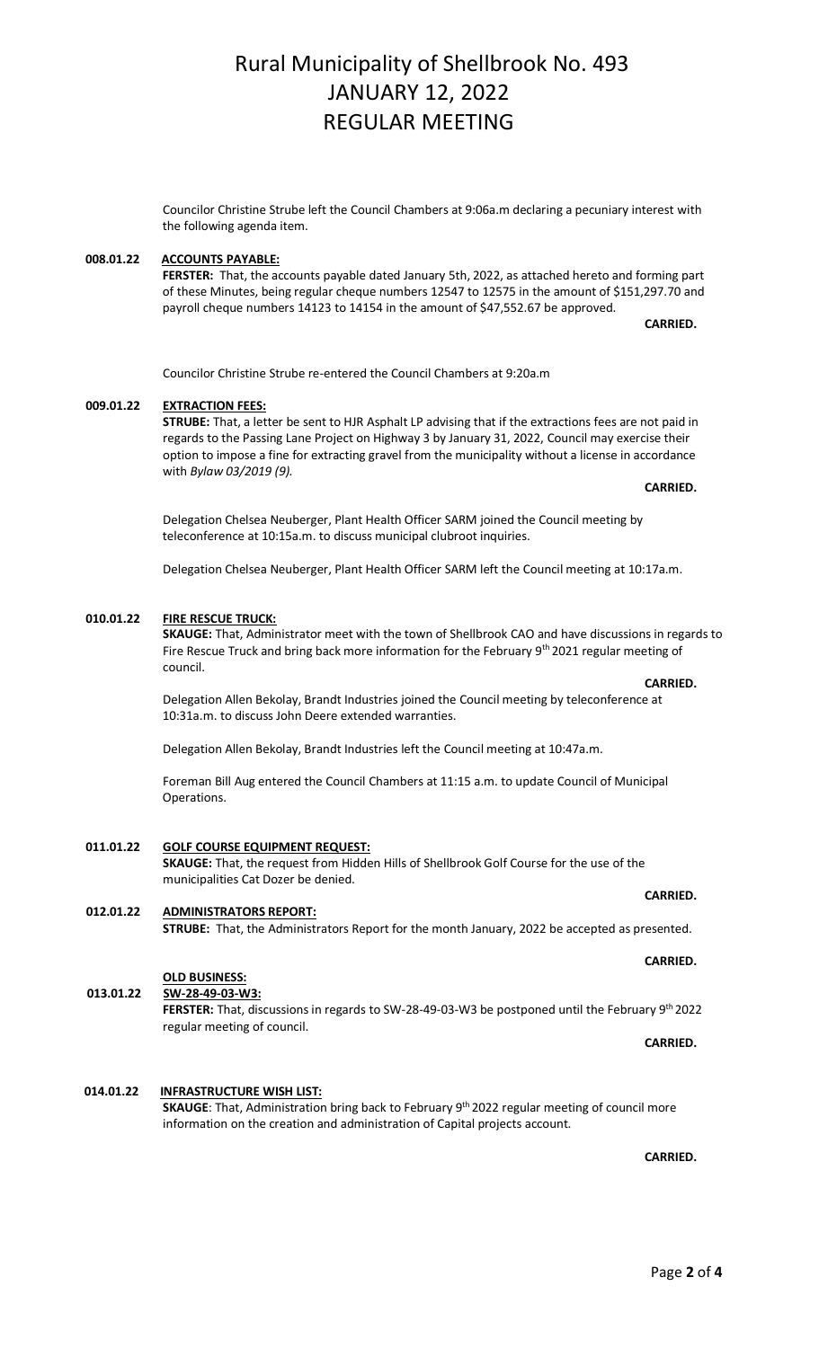# Rural Municipality of Shellbrook No. 493
# JANUARY 12, 2022
# REGULAR MEETING

Councilor Christine Strube left the Council Chambers at 9:06a.m declaring a pecuniary interest with the following agenda item.

**008.01.22 ACCOUNTS PAYABLE:**

**FERSTER:** That, the accounts payable dated January 5th, 2022, as attached hereto and forming part of these Minutes, being regular cheque numbers 12547 to 12575 in the amount of $151,297.70 and payroll cheque numbers 14123 to 14154 in the amount of $47,552.67 be approved.

**CARRIED.**

Councilor Christine Strube re-entered the Council Chambers at 9:20a.m

**009.01.22 EXTRACTION FEES:**

**STRUBE:** That, a letter be sent to HJR Asphalt LP advising that if the extractions fees are not paid in regards to the Passing Lane Project on Highway 3 by January 31, 2022, Council may exercise their option to impose a fine for extracting gravel from the municipality without a license in accordance with *Bylaw 03/2019 (9).*

**CARRIED.**

Delegation Chelsea Neuberger, Plant Health Officer SARM joined the Council meeting by teleconference at 10:15a.m. to discuss municipal clubroot inquiries.

Delegation Chelsea Neuberger, Plant Health Officer SARM left the Council meeting at 10:17a.m.

**010.01.22 FIRE RESCUE TRUCK:**

**SKAUGE:** That, Administrator meet with the town of Shellbrook CAO and have discussions in regards to Fire Rescue Truck and bring back more information for the February 9th 2021 regular meeting of council.

**CARRIED.**

Delegation Allen Bekolay, Brandt Industries joined the Council meeting by teleconference at 10:31a.m. to discuss John Deere extended warranties.

Delegation Allen Bekolay, Brandt Industries left the Council meeting at 10:47a.m.

Foreman Bill Aug entered the Council Chambers at 11:15 a.m. to update Council of Municipal Operations.

**011.01.22 GOLF COURSE EQUIPMENT REQUEST:**

**SKAUGE:** That, the request from Hidden Hills of Shellbrook Golf Course for the use of the municipalities Cat Dozer be denied.

**CARRIED.**

**012.01.22 ADMINISTRATORS REPORT:**

**STRUBE:** That, the Administrators Report for the month January, 2022 be accepted as presented.

**CARRIED.**

**OLD BUSINESS:**

**013.01.22 SW-28-49-03-W3:**

**FERSTER:** That, discussions in regards to SW-28-49-03-W3 be postponed until the February 9th 2022 regular meeting of council.

**CARRIED.**

**014.01.22 INFRASTRUCTURE WISH LIST:**

**SKAUGE**: That, Administration bring back to February 9th 2022 regular meeting of council more information on the creation and administration of Capital projects account.

**CARRIED.**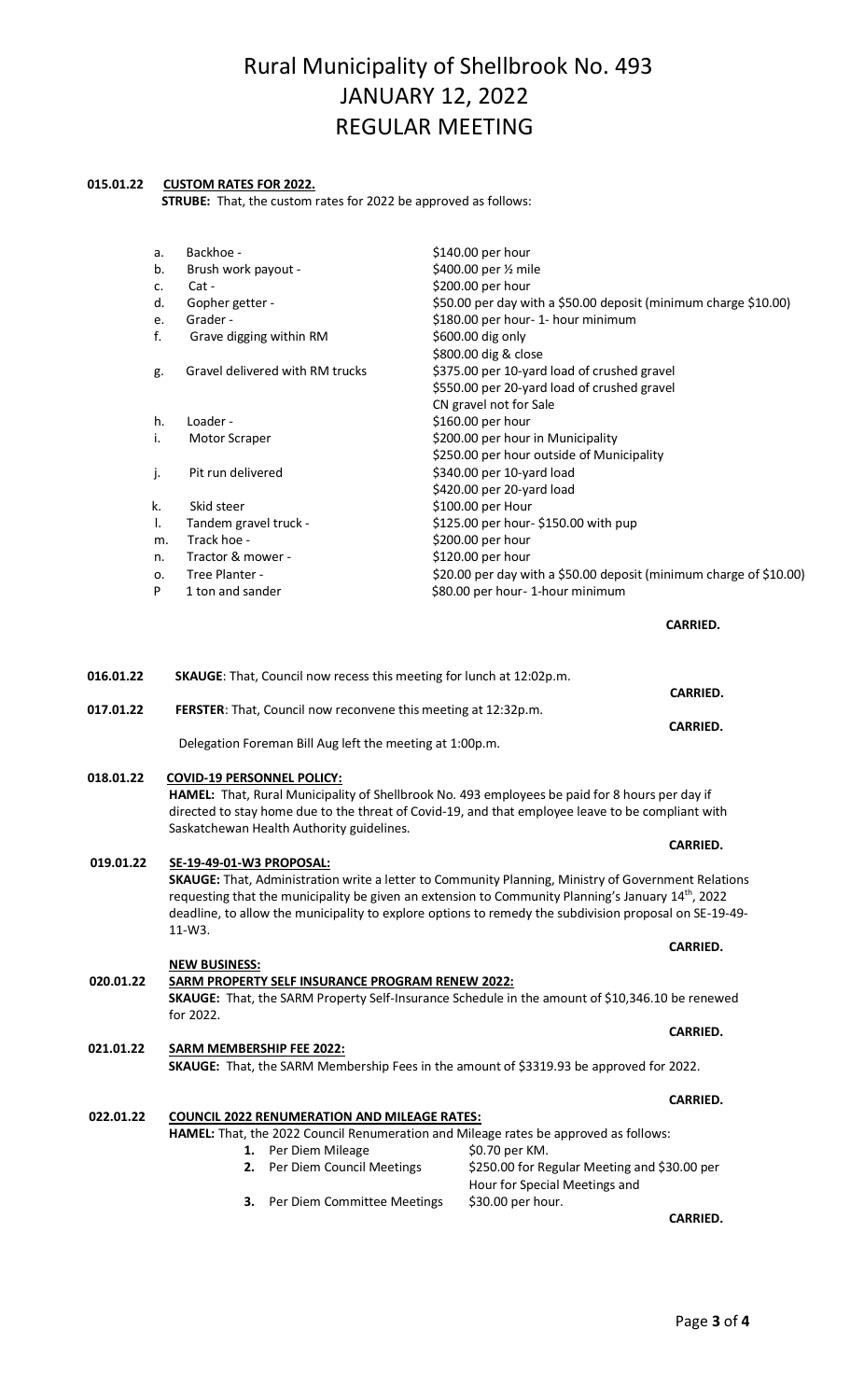# Rural Municipality of Shellbrook No. 493
# JANUARY 12, 2022
# REGULAR MEETING

**015.01.22** **CUSTOM RATES FOR 2022.**

**STRUBE:** That, the custom rates for 2022 be approved as follows:

| | | |
|---|---|---|
| a. | Backhoe - | $140.00 per hour |
| b. | Brush work payout - | $400.00 per ½ mile |
| c. | Cat - | $200.00 per hour |
| d. | Gopher getter - | $50.00 per day with a $50.00 deposit (minimum charge $10.00) |
| e. | Grader - | $180.00 per hour- 1- hour minimum |
| f. | Grave digging within RM | $600.00 dig only<br>$800.00 dig & close |
| g. | Gravel delivered with RM trucks | $375.00 per 10-yard load of crushed gravel<br>$550.00 per 20-yard load of crushed gravel<br>CN gravel not for Sale |
| h. | Loader - | $160.00 per hour |
| i. | Motor Scraper | $200.00 per hour in Municipality<br>$250.00 per hour outside of Municipality |
| j. | Pit run delivered | $340.00 per 10-yard load<br>$420.00 per 20-yard load |
| k. | Skid steer | $100.00 per Hour |
| l. | Tandem gravel truck - | $125.00 per hour- $150.00 with pup |
| m. | Track hoe - | $200.00 per hour |
| n. | Tractor & mower - | $120.00 per hour |
| o. | Tree Planter - | $20.00 per day with a $50.00 deposit (minimum charge of $10.00) |
| P | 1 ton and sander | $80.00 per hour- 1-hour minimum |

**CARRIED.**

**016.01.22** **SKAUGE**: That, Council now recess this meeting for lunch at 12:02p.m.

**CARRIED.**

**017.01.22** **FERSTER**: That, Council now reconvene this meeting at 12:32p.m.

**CARRIED.**

Delegation Foreman Bill Aug left the meeting at 1:00p.m.

**018.01.22** **COVID-19 PERSONNEL POLICY:**

**HAMEL:** That, Rural Municipality of Shellbrook No. 493 employees be paid for 8 hours per day if directed to stay home due to the threat of Covid-19, and that employee leave to be compliant with Saskatchewan Health Authority guidelines.

**CARRIED.**

**019.01.22** **SE-19-49-01-W3 PROPOSAL:**

**SKAUGE:** That, Administration write a letter to Community Planning, Ministry of Government Relations requesting that the municipality be given an extension to Community Planning's January 14th, 2022 deadline, to allow the municipality to explore options to remedy the subdivision proposal on SE-19-49-11-W3.

**CARRIED.**

**NEW BUSINESS:**

**020.01.22** **SARM PROPERTY SELF INSURANCE PROGRAM RENEW 2022:**

**SKAUGE:** That, the SARM Property Self-Insurance Schedule in the amount of $10,346.10 be renewed for 2022.

**CARRIED.**

**021.01.22** **SARM MEMBERSHIP FEE 2022:**

**SKAUGE:** That, the SARM Membership Fees in the amount of $3319.93 be approved for 2022.

**CARRIED.**

**022.01.22** **COUNCIL 2022 RENUMERATION AND MILEAGE RATES:**

**HAMEL:** That, the 2022 Council Renumeration and Mileage rates be approved as follows:

1. Per Diem Mileage — $0.70 per KM.
2. Per Diem Council Meetings — $250.00 for Regular Meeting and $30.00 per Hour for Special Meetings and
3. Per Diem Committee Meetings — $30.00 per hour.

**CARRIED.**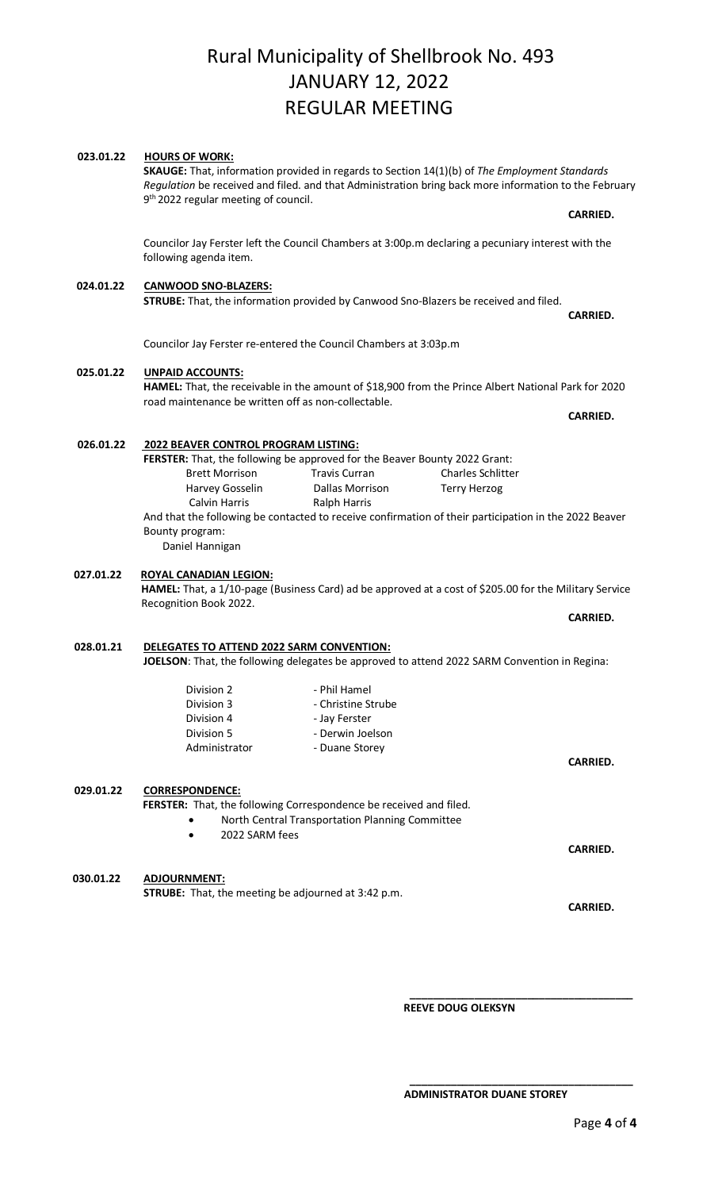# Rural Municipality of Shellbrook No. 493
# JANUARY 12, 2022
# REGULAR MEETING

**023.01.22** **HOURS OF WORK:**

**SKAUGE:** That, information provided in regards to Section 14(1)(b) of *The Employment Standards Regulation* be received and filed. and that Administration bring back more information to the February 9th 2022 regular meeting of council.

**CARRIED.**

Councilor Jay Ferster left the Council Chambers at 3:00p.m declaring a pecuniary interest with the following agenda item.

**024.01.22** **CANWOOD SNO-BLAZERS:**

**STRUBE:** That, the information provided by Canwood Sno-Blazers be received and filed.

**CARRIED.**

Councilor Jay Ferster re-entered the Council Chambers at 3:03p.m

**025.01.22** **UNPAID ACCOUNTS:**

**HAMEL:** That, the receivable in the amount of $18,900 from the Prince Albert National Park for 2020 road maintenance be written off as non-collectable.

**CARRIED.**

**026.01.22** **2022 BEAVER CONTROL PROGRAM LISTING:**

**FERSTER:** That, the following be approved for the Beaver Bounty 2022 Grant:

| | | |
|---|---|---|
| Brett Morrison | Travis Curran | Charles Schlitter |
| Harvey Gosselin | Dallas Morrison | Terry Herzog |
| Calvin Harris | Ralph Harris | |

And that the following be contacted to receive confirmation of their participation in the 2022 Beaver Bounty program:

Daniel Hannigan

**027.01.22** **ROYAL CANADIAN LEGION:**

**HAMEL:** That, a 1/10-page (Business Card) ad be approved at a cost of $205.00 for the Military Service Recognition Book 2022.

**CARRIED.**

**028.01.21** **DELEGATES TO ATTEND 2022 SARM CONVENTION:**

**JOELSON**: That, the following delegates be approved to attend 2022 SARM Convention in Regina:

| | |
|---|---|
| Division 2 | - Phil Hamel |
| Division 3 | - Christine Strube |
| Division 4 | - Jay Ferster |
| Division 5 | - Derwin Joelson |
| Administrator | - Duane Storey |

**CARRIED.**

**029.01.22** **CORRESPONDENCE:**

**FERSTER:** That, the following Correspondence be received and filed.

- North Central Transportation Planning Committee
- 2022 SARM fees

**CARRIED.**

**030.01.22** **ADJOURNMENT:**

**STRUBE:** That, the meeting be adjourned at 3:42 p.m.

**CARRIED.**

\_\_\_\_\_\_\_\_\_\_\_\_\_\_\_\_\_\_\_\_\_\_\_\_\_\_\_\_\_\_\_\_\_\_\_\_

**REEVE DOUG OLEKSYN**

\_\_\_\_\_\_\_\_\_\_\_\_\_\_\_\_\_\_\_\_\_\_\_\_\_\_\_\_\_\_\_\_\_\_\_\_

**ADMINISTRATOR DUANE STOREY**